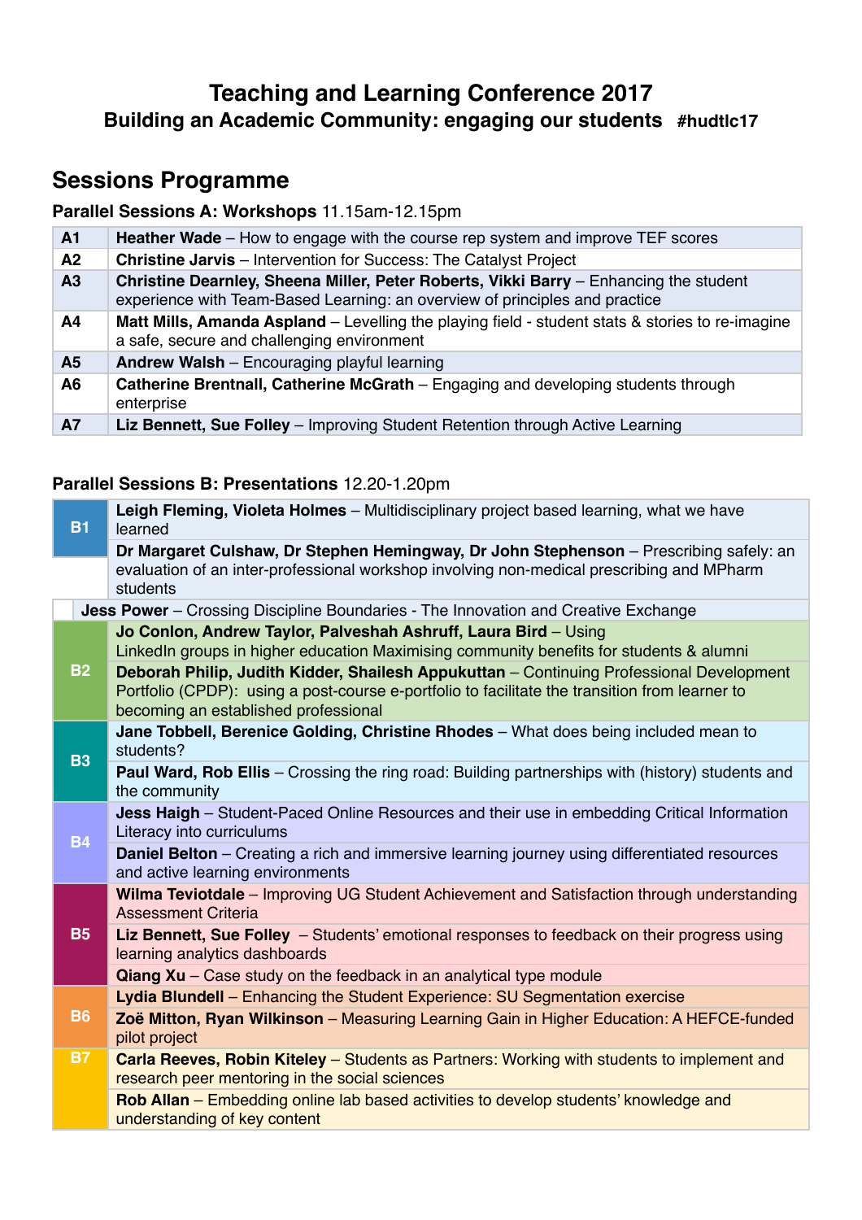# Teaching and Learning Conference 2017

### Building an Academic Community: engaging our students #hudtlc17

## Sessions Programme

**Parallel Sessions A: Workshops** 11.15am-12.15pm

| | |
|---|---|
| **A1** | **Heather Wade** – How to engage with the course rep system and improve TEF scores |
| **A2** | **Christine Jarvis** – Intervention for Success: The Catalyst Project |
| **A3** | **Christine Dearnley, Sheena Miller, Peter Roberts, Vikki Barry** – Enhancing the student experience with Team-Based Learning: an overview of principles and practice |
| **A4** | **Matt Mills, Amanda Aspland** – Levelling the playing field - student stats & stories to re-imagine a safe, secure and challenging environment |
| **A5** | **Andrew Walsh** – Encouraging playful learning |
| **A6** | **Catherine Brentnall, Catherine McGrath** – Engaging and developing students through enterprise |
| **A7** | **Liz Bennett, Sue Folley** – Improving Student Retention through Active Learning |

**Parallel Sessions B: Presentations** 12.20-1.20pm

| | |
|---|---|
| **B1** | **Leigh Fleming, Violeta Holmes** – Multidisciplinary project based learning, what we have learned |
| | **Dr Margaret Culshaw, Dr Stephen Hemingway, Dr John Stephenson** – Prescribing safely: an evaluation of an inter-professional workshop involving non-medical prescribing and MPharm students |
| | **Jess Power** – Crossing Discipline Boundaries - The Innovation and Creative Exchange |
| **B2** | **Jo Conlon, Andrew Taylor, Palveshah Ashruff, Laura Bird** – Using LinkedIn groups in higher education Maximising community benefits for students & alumni |
| | **Deborah Philip, Judith Kidder, Shailesh Appukuttan** – Continuing Professional Development Portfolio (CPDP): using a post-course e-portfolio to facilitate the transition from learner to becoming an established professional |
| **B3** | **Jane Tobbell, Berenice Golding, Christine Rhodes** – What does being included mean to students? |
| | **Paul Ward, Rob Ellis** – Crossing the ring road: Building partnerships with (history) students and the community |
| **B4** | **Jess Haigh** – Student-Paced Online Resources and their use in embedding Critical Information Literacy into curriculums |
| | **Daniel Belton** – Creating a rich and immersive learning journey using differentiated resources and active learning environments |
| **B5** | **Wilma Teviotdale** – Improving UG Student Achievement and Satisfaction through understanding Assessment Criteria |
| | **Liz Bennett, Sue Folley** – Students' emotional responses to feedback on their progress using learning analytics dashboards |
| | **Qiang Xu** – Case study on the feedback in an analytical type module |
| **B6** | **Lydia Blundell** – Enhancing the Student Experience: SU Segmentation exercise |
| | **Zoë Mitton, Ryan Wilkinson** – Measuring Learning Gain in Higher Education: A HEFCE-funded pilot project |
| **B7** | **Carla Reeves, Robin Kiteley** – Students as Partners: Working with students to implement and research peer mentoring in the social sciences |
| | **Rob Allan** – Embedding online lab based activities to develop students' knowledge and understanding of key content |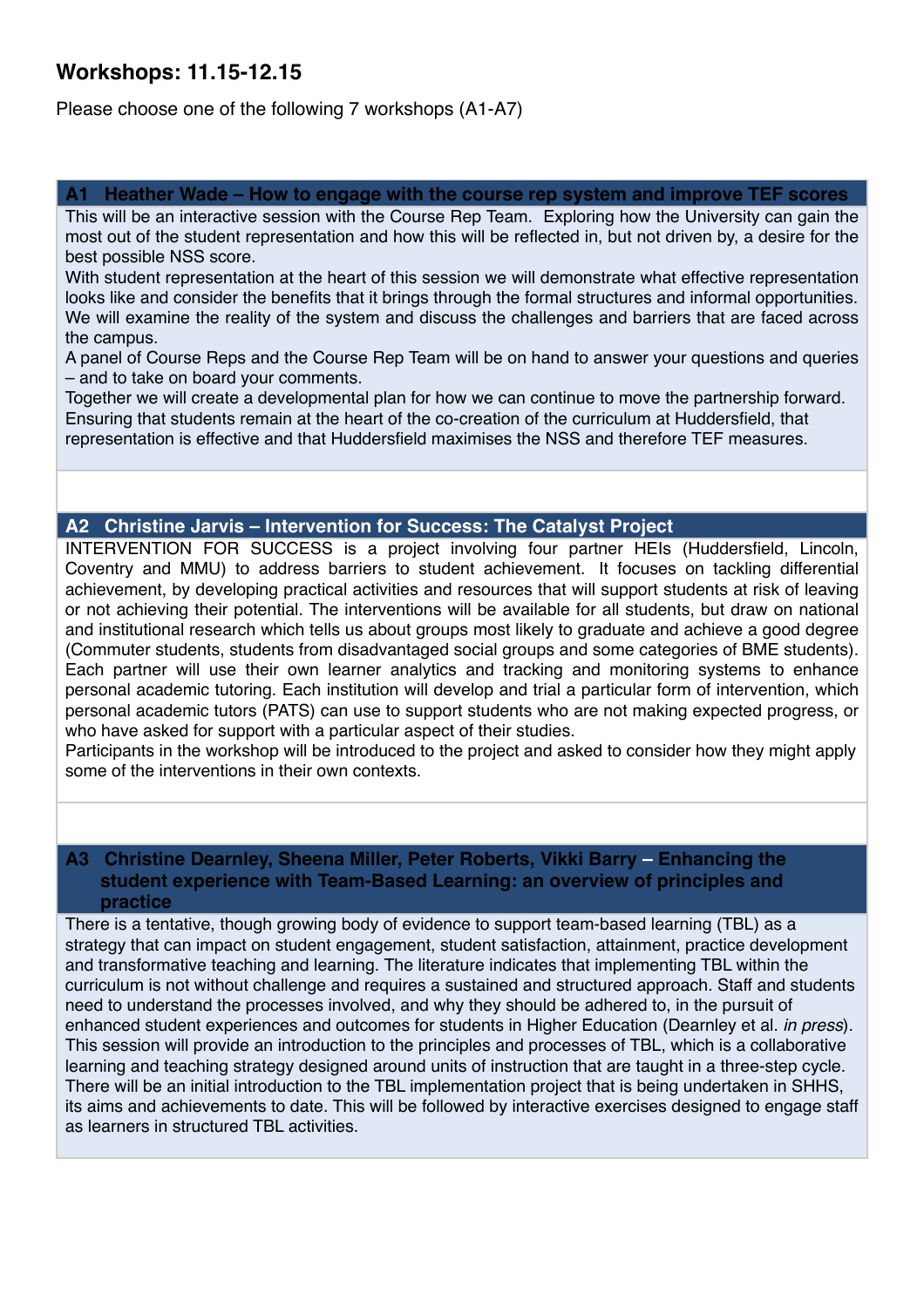## Workshops: 11.15-12.15

Please choose one of the following 7 workshops (A1-A7)

### A1 Heather Wade – How to engage with the course rep system and improve TEF scores

This will be an interactive session with the Course Rep Team. Exploring how the University can gain the most out of the student representation and how this will be reflected in, but not driven by, a desire for the best possible NSS score.

With student representation at the heart of this session we will demonstrate what effective representation looks like and consider the benefits that it brings through the formal structures and informal opportunities. We will examine the reality of the system and discuss the challenges and barriers that are faced across the campus.

A panel of Course Reps and the Course Rep Team will be on hand to answer your questions and queries – and to take on board your comments.

Together we will create a developmental plan for how we can continue to move the partnership forward. Ensuring that students remain at the heart of the co-creation of the curriculum at Huddersfield, that representation is effective and that Huddersfield maximises the NSS and therefore TEF measures.

### A2 Christine Jarvis – Intervention for Success: The Catalyst Project

INTERVENTION FOR SUCCESS is a project involving four partner HEIs (Huddersfield, Lincoln, Coventry and MMU) to address barriers to student achievement. It focuses on tackling differential achievement, by developing practical activities and resources that will support students at risk of leaving or not achieving their potential. The interventions will be available for all students, but draw on national and institutional research which tells us about groups most likely to graduate and achieve a good degree (Commuter students, students from disadvantaged social groups and some categories of BME students). Each partner will use their own learner analytics and tracking and monitoring systems to enhance personal academic tutoring. Each institution will develop and trial a particular form of intervention, which personal academic tutors (PATS) can use to support students who are not making expected progress, or who have asked for support with a particular aspect of their studies.

Participants in the workshop will be introduced to the project and asked to consider how they might apply some of the interventions in their own contexts.

### A3 Christine Dearnley, Sheena Miller, Peter Roberts, Vikki Barry – Enhancing the student experience with Team-Based Learning: an overview of principles and practice

There is a tentative, though growing body of evidence to support team-based learning (TBL) as a strategy that can impact on student engagement, student satisfaction, attainment, practice development and transformative teaching and learning. The literature indicates that implementing TBL within the curriculum is not without challenge and requires a sustained and structured approach. Staff and students need to understand the processes involved, and why they should be adhered to, in the pursuit of enhanced student experiences and outcomes for students in Higher Education (Dearnley et al. *in press*). This session will provide an introduction to the principles and processes of TBL, which is a collaborative learning and teaching strategy designed around units of instruction that are taught in a three-step cycle. There will be an initial introduction to the TBL implementation project that is being undertaken in SHHS, its aims and achievements to date. This will be followed by interactive exercises designed to engage staff as learners in structured TBL activities.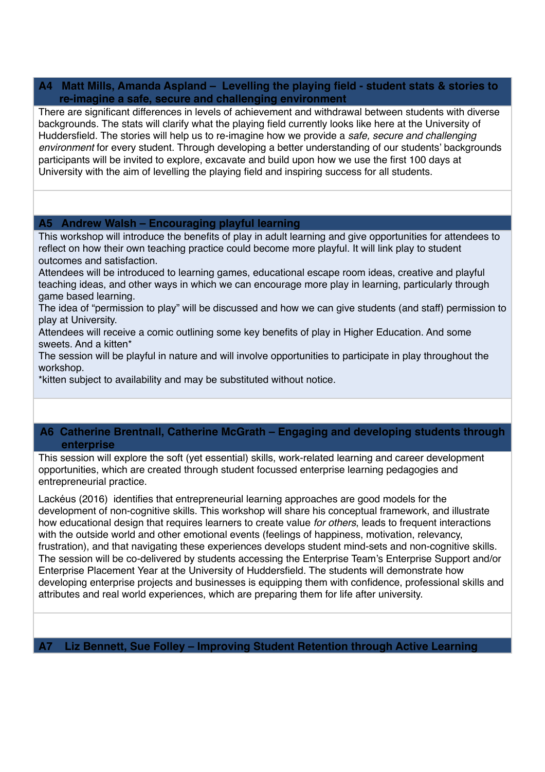### A4 Matt Mills, Amanda Aspland – Levelling the playing field - student stats & stories to re-imagine a safe, secure and challenging environment

There are significant differences in levels of achievement and withdrawal between students with diverse backgrounds. The stats will clarify what the playing field currently looks like here at the University of Huddersfield. The stories will help us to re-imagine how we provide a *safe, secure and challenging environment* for every student. Through developing a better understanding of our students' backgrounds participants will be invited to explore, excavate and build upon how we use the first 100 days at University with the aim of levelling the playing field and inspiring success for all students.

### A5 Andrew Walsh – Encouraging playful learning

This workshop will introduce the benefits of play in adult learning and give opportunities for attendees to reflect on how their own teaching practice could become more playful. It will link play to student outcomes and satisfaction.
Attendees will be introduced to learning games, educational escape room ideas, creative and playful teaching ideas, and other ways in which we can encourage more play in learning, particularly through game based learning.
The idea of "permission to play" will be discussed and how we can give students (and staff) permission to play at University.
Attendees will receive a comic outlining some key benefits of play in Higher Education. And some sweets. And a kitten*
The session will be playful in nature and will involve opportunities to participate in play throughout the workshop.
*kitten subject to availability and may be substituted without notice.

### A6 Catherine Brentnall, Catherine McGrath – Engaging and developing students through enterprise

This session will explore the soft (yet essential) skills, work-related learning and career development opportunities, which are created through student focussed enterprise learning pedagogies and entrepreneurial practice.

Lackéus (2016) identifies that entrepreneurial learning approaches are good models for the development of non-cognitive skills. This workshop will share his conceptual framework, and illustrate how educational design that requires learners to create value *for others*, leads to frequent interactions with the outside world and other emotional events (feelings of happiness, motivation, relevancy, frustration), and that navigating these experiences develops student mind-sets and non-cognitive skills.
The session will be co-delivered by students accessing the Enterprise Team's Enterprise Support and/or Enterprise Placement Year at the University of Huddersfield. The students will demonstrate how developing enterprise projects and businesses is equipping them with confidence, professional skills and attributes and real world experiences, which are preparing them for life after university.

### A7 Liz Bennett, Sue Folley – Improving Student Retention through Active Learning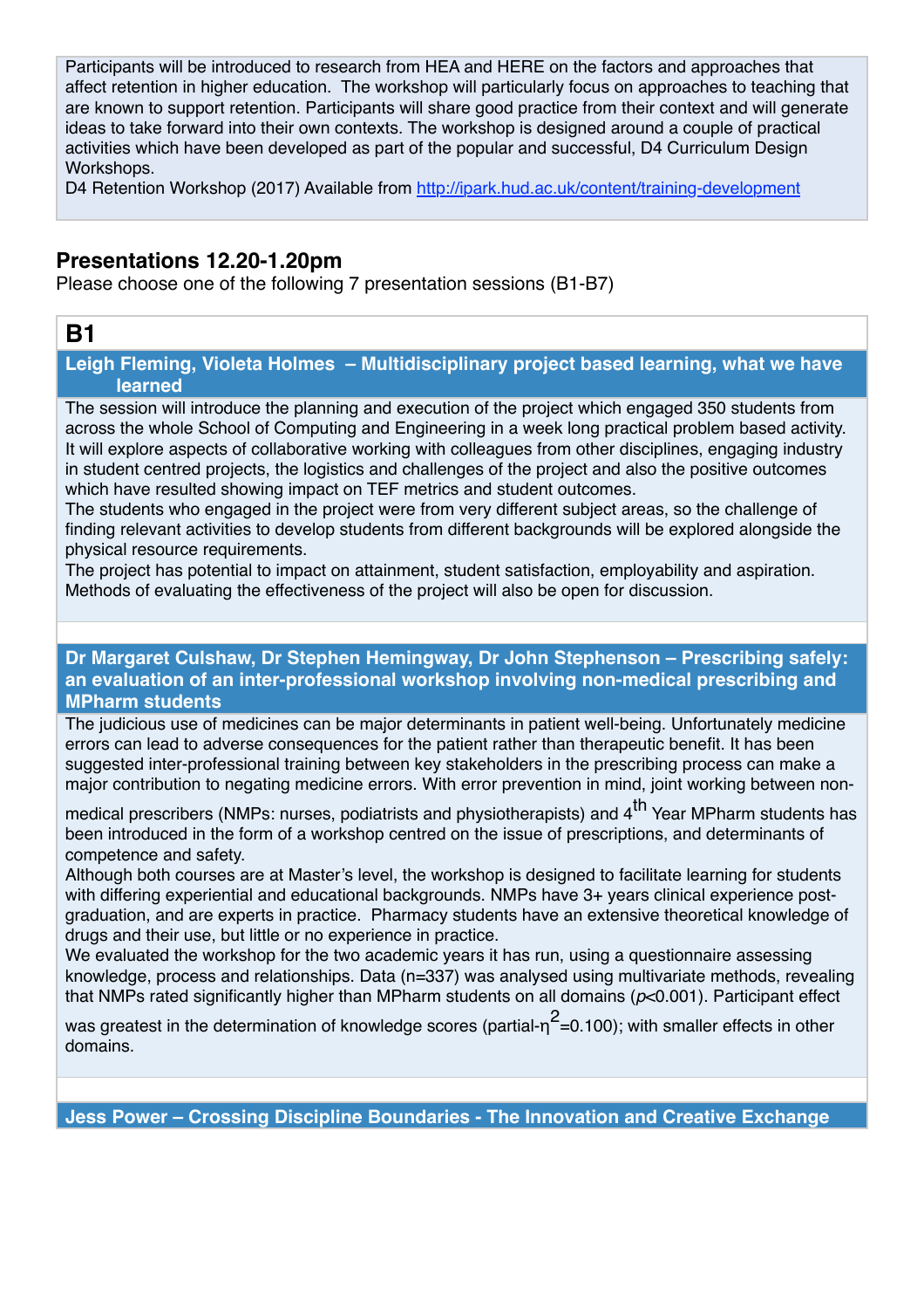Participants will be introduced to research from HEA and HERE on the factors and approaches that affect retention in higher education. The workshop will particularly focus on approaches to teaching that are known to support retention. Participants will share good practice from their context and will generate ideas to take forward into their own contexts. The workshop is designed around a couple of practical activities which have been developed as part of the popular and successful, D4 Curriculum Design Workshops.
D4 Retention Workshop (2017) Available from [http://ipark.hud.ac.uk/content/training-development](http://ipark.hud.ac.uk/content/training-development)

## Presentations 12.20-1.20pm

Please choose one of the following 7 presentation sessions (B1-B7)

### B1

**Leigh Fleming, Violeta Holmes – Multidisciplinary project based learning, what we have learned**

The session will introduce the planning and execution of the project which engaged 350 students from across the whole School of Computing and Engineering in a week long practical problem based activity. It will explore aspects of collaborative working with colleagues from other disciplines, engaging industry in student centred projects, the logistics and challenges of the project and also the positive outcomes which have resulted showing impact on TEF metrics and student outcomes.
The students who engaged in the project were from very different subject areas, so the challenge of finding relevant activities to develop students from different backgrounds will be explored alongside the physical resource requirements.
The project has potential to impact on attainment, student satisfaction, employability and aspiration. Methods of evaluating the effectiveness of the project will also be open for discussion.

**Dr Margaret Culshaw, Dr Stephen Hemingway, Dr John Stephenson – Prescribing safely: an evaluation of an inter-professional workshop involving non-medical prescribing and MPharm students**

The judicious use of medicines can be major determinants in patient well-being. Unfortunately medicine errors can lead to adverse consequences for the patient rather than therapeutic benefit. It has been suggested inter-professional training between key stakeholders in the prescribing process can make a major contribution to negating medicine errors. With error prevention in mind, joint working between non-medical prescribers (NMPs: nurses, podiatrists and physiotherapists) and 4th Year MPharm students has been introduced in the form of a workshop centred on the issue of prescriptions, and determinants of competence and safety.
Although both courses are at Master's level, the workshop is designed to facilitate learning for students with differing experiential and educational backgrounds. NMPs have 3+ years clinical experience post-graduation, and are experts in practice. Pharmacy students have an extensive theoretical knowledge of drugs and their use, but little or no experience in practice.
We evaluated the workshop for the two academic years it has run, using a questionnaire assessing knowledge, process and relationships. Data (n=337) was analysed using multivariate methods, revealing that NMPs rated significantly higher than MPharm students on all domains ($p<0.001$). Participant effect was greatest in the determination of knowledge scores (partial-$\eta^2=0.100$); with smaller effects in other domains.

**Jess Power – Crossing Discipline Boundaries - The Innovation and Creative Exchange**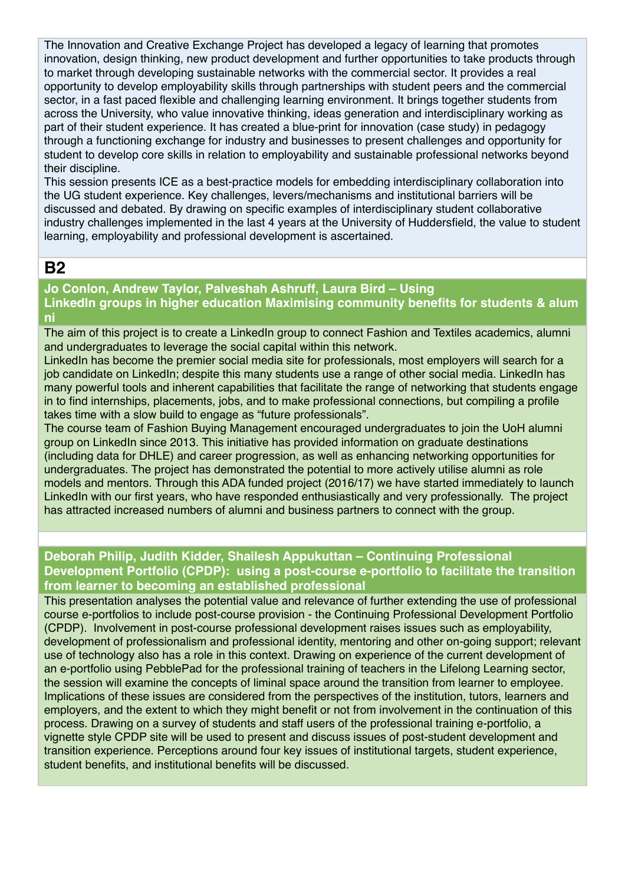The Innovation and Creative Exchange Project has developed a legacy of learning that promotes innovation, design thinking, new product development and further opportunities to take products through to market through developing sustainable networks with the commercial sector. It provides a real opportunity to develop employability skills through partnerships with student peers and the commercial sector, in a fast paced flexible and challenging learning environment. It brings together students from across the University, who value innovative thinking, ideas generation and interdisciplinary working as part of their student experience. It has created a blue-print for innovation (case study) in pedagogy through a functioning exchange for industry and businesses to present challenges and opportunity for student to develop core skills in relation to employability and sustainable professional networks beyond their discipline.

This session presents ICE as a best-practice models for embedding interdisciplinary collaboration into the UG student experience. Key challenges, levers/mechanisms and institutional barriers will be discussed and debated. By drawing on specific examples of interdisciplinary student collaborative industry challenges implemented in the last 4 years at the University of Huddersfield, the value to student learning, employability and professional development is ascertained.

## B2

### Jo Conlon, Andrew Taylor, Palveshah Ashruff, Laura Bird – Using LinkedIn groups in higher education Maximising community benefits for students & alumni

The aim of this project is to create a LinkedIn group to connect Fashion and Textiles academics, alumni and undergraduates to leverage the social capital within this network.

LinkedIn has become the premier social media site for professionals, most employers will search for a job candidate on LinkedIn; despite this many students use a range of other social media. LinkedIn has many powerful tools and inherent capabilities that facilitate the range of networking that students engage in to find internships, placements, jobs, and to make professional connections, but compiling a profile takes time with a slow build to engage as "future professionals".

The course team of Fashion Buying Management encouraged undergraduates to join the UoH alumni group on LinkedIn since 2013. This initiative has provided information on graduate destinations (including data for DHLE) and career progression, as well as enhancing networking opportunities for undergraduates. The project has demonstrated the potential to more actively utilise alumni as role models and mentors. Through this ADA funded project (2016/17) we have started immediately to launch LinkedIn with our first years, who have responded enthusiastically and very professionally. The project has attracted increased numbers of alumni and business partners to connect with the group.

### Deborah Philip, Judith Kidder, Shailesh Appukuttan – Continuing Professional Development Portfolio (CPDP): using a post-course e-portfolio to facilitate the transition from learner to becoming an established professional

This presentation analyses the potential value and relevance of further extending the use of professional course e-portfolios to include post-course provision - the Continuing Professional Development Portfolio (CPDP). Involvement in post-course professional development raises issues such as employability, development of professionalism and professional identity, mentoring and other on-going support; relevant use of technology also has a role in this context. Drawing on experience of the current development of an e-portfolio using PebblePad for the professional training of teachers in the Lifelong Learning sector, the session will examine the concepts of liminal space around the transition from learner to employee. Implications of these issues are considered from the perspectives of the institution, tutors, learners and employers, and the extent to which they might benefit or not from involvement in the continuation of this process. Drawing on a survey of students and staff users of the professional training e-portfolio, a vignette style CPDP site will be used to present and discuss issues of post-student development and transition experience. Perceptions around four key issues of institutional targets, student experience, student benefits, and institutional benefits will be discussed.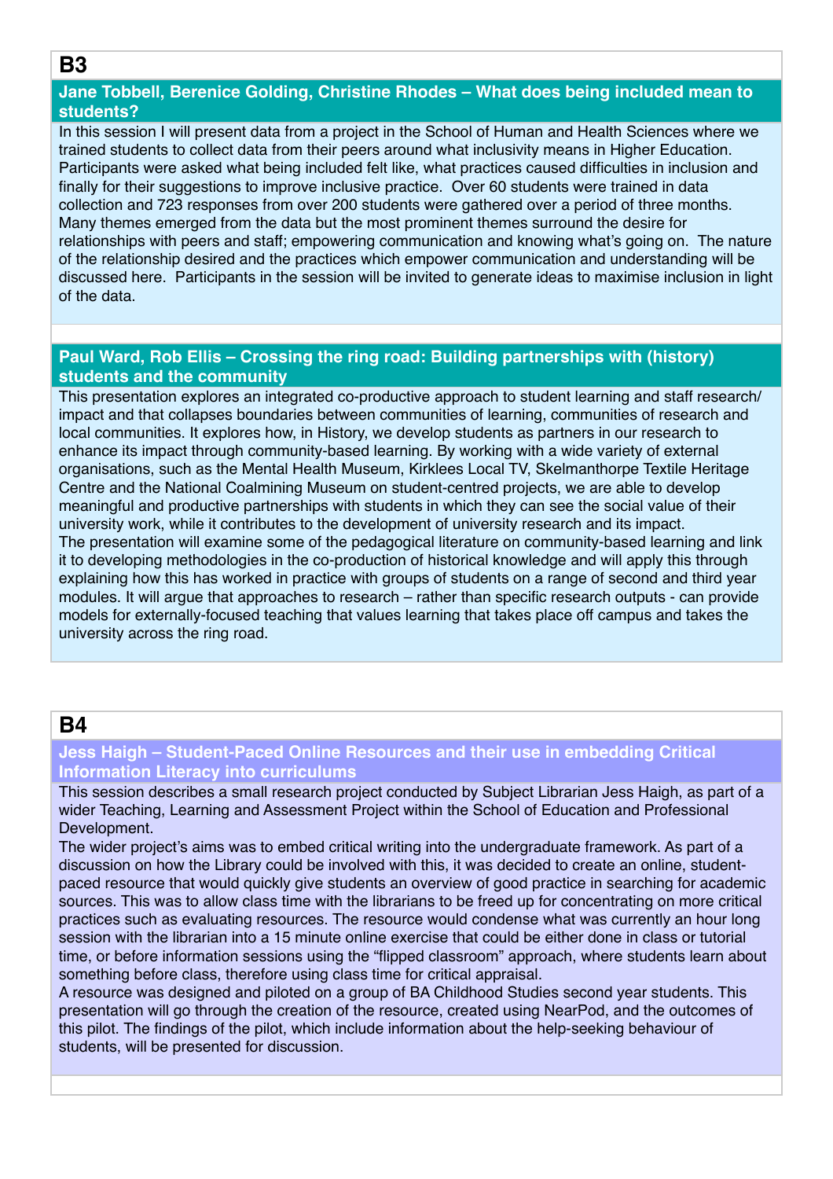## B3

### Jane Tobbell, Berenice Golding, Christine Rhodes – What does being included mean to students?

In this session I will present data from a project in the School of Human and Health Sciences where we trained students to collect data from their peers around what inclusivity means in Higher Education. Participants were asked what being included felt like, what practices caused difficulties in inclusion and finally for their suggestions to improve inclusive practice. Over 60 students were trained in data collection and 723 responses from over 200 students were gathered over a period of three months. Many themes emerged from the data but the most prominent themes surround the desire for relationships with peers and staff; empowering communication and knowing what's going on. The nature of the relationship desired and the practices which empower communication and understanding will be discussed here. Participants in the session will be invited to generate ideas to maximise inclusion in light of the data.

### Paul Ward, Rob Ellis – Crossing the ring road: Building partnerships with (history) students and the community

This presentation explores an integrated co-productive approach to student learning and staff research/impact and that collapses boundaries between communities of learning, communities of research and local communities. It explores how, in History, we develop students as partners in our research to enhance its impact through community-based learning. By working with a wide variety of external organisations, such as the Mental Health Museum, Kirklees Local TV, Skelmanthorpe Textile Heritage Centre and the National Coalmining Museum on student-centred projects, we are able to develop meaningful and productive partnerships with students in which they can see the social value of their university work, while it contributes to the development of university research and its impact.
The presentation will examine some of the pedagogical literature on community-based learning and link it to developing methodologies in the co-production of historical knowledge and will apply this through explaining how this has worked in practice with groups of students on a range of second and third year modules. It will argue that approaches to research – rather than specific research outputs - can provide models for externally-focused teaching that values learning that takes place off campus and takes the university across the ring road.

## B4

### Jess Haigh – Student-Paced Online Resources and their use in embedding Critical Information Literacy into curriculums

This session describes a small research project conducted by Subject Librarian Jess Haigh, as part of a wider Teaching, Learning and Assessment Project within the School of Education and Professional Development.
The wider project's aims was to embed critical writing into the undergraduate framework. As part of a discussion on how the Library could be involved with this, it was decided to create an online, student-paced resource that would quickly give students an overview of good practice in searching for academic sources. This was to allow class time with the librarians to be freed up for concentrating on more critical practices such as evaluating resources. The resource would condense what was currently an hour long session with the librarian into a 15 minute online exercise that could be either done in class or tutorial time, or before information sessions using the "flipped classroom" approach, where students learn about something before class, therefore using class time for critical appraisal.
A resource was designed and piloted on a group of BA Childhood Studies second year students. This presentation will go through the creation of the resource, created using NearPod, and the outcomes of this pilot. The findings of the pilot, which include information about the help-seeking behaviour of students, will be presented for discussion.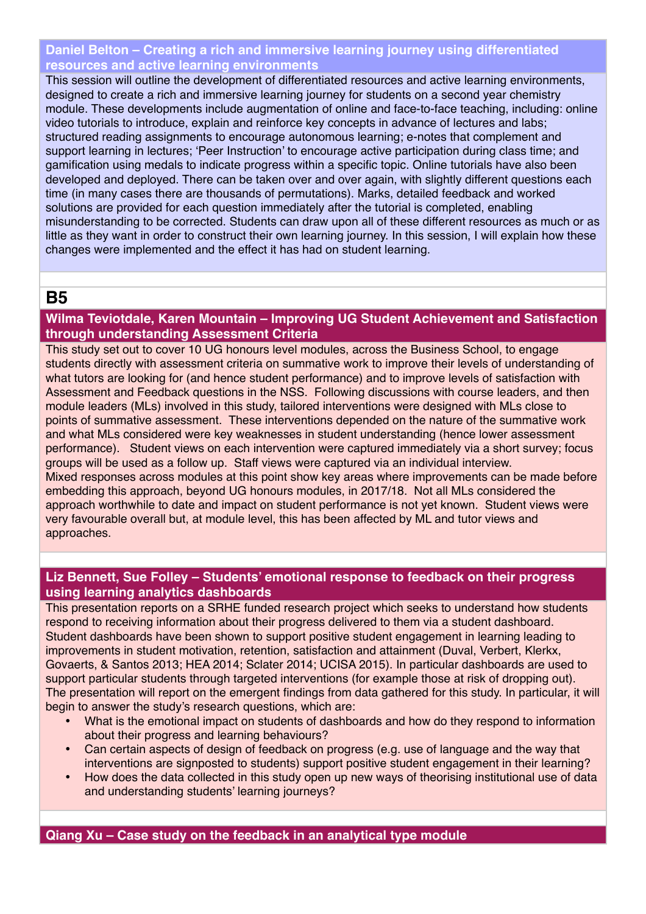### Daniel Belton – Creating a rich and immersive learning journey using differentiated resources and active learning environments

This session will outline the development of differentiated resources and active learning environments, designed to create a rich and immersive learning journey for students on a second year chemistry module. These developments include augmentation of online and face-to-face teaching, including: online video tutorials to introduce, explain and reinforce key concepts in advance of lectures and labs; structured reading assignments to encourage autonomous learning; e-notes that complement and support learning in lectures; 'Peer Instruction' to encourage active participation during class time; and gamification using medals to indicate progress within a specific topic. Online tutorials have also been developed and deployed. There can be taken over and over again, with slightly different questions each time (in many cases there are thousands of permutations). Marks, detailed feedback and worked solutions are provided for each question immediately after the tutorial is completed, enabling misunderstanding to be corrected. Students can draw upon all of these different resources as much or as little as they want in order to construct their own learning journey. In this session, I will explain how these changes were implemented and the effect it has had on student learning.

## B5

### Wilma Teviotdale, Karen Mountain – Improving UG Student Achievement and Satisfaction through understanding Assessment Criteria

This study set out to cover 10 UG honours level modules, across the Business School, to engage students directly with assessment criteria on summative work to improve their levels of understanding of what tutors are looking for (and hence student performance) and to improve levels of satisfaction with Assessment and Feedback questions in the NSS. Following discussions with course leaders, and then module leaders (MLs) involved in this study, tailored interventions were designed with MLs close to points of summative assessment. These interventions depended on the nature of the summative work and what MLs considered were key weaknesses in student understanding (hence lower assessment performance). Student views on each intervention were captured immediately via a short survey; focus groups will be used as a follow up. Staff views were captured via an individual interview.
Mixed responses across modules at this point show key areas where improvements can be made before embedding this approach, beyond UG honours modules, in 2017/18. Not all MLs considered the approach worthwhile to date and impact on student performance is not yet known. Student views were very favourable overall but, at module level, this has been affected by ML and tutor views and approaches.

### Liz Bennett, Sue Folley – Students' emotional response to feedback on their progress using learning analytics dashboards

This presentation reports on a SRHE funded research project which seeks to understand how students respond to receiving information about their progress delivered to them via a student dashboard. Student dashboards have been shown to support positive student engagement in learning leading to improvements in student motivation, retention, satisfaction and attainment (Duval, Verbert, Klerkx, Govaerts, & Santos 2013; HEA 2014; Sclater 2014; UCISA 2015). In particular dashboards are used to support particular students through targeted interventions (for example those at risk of dropping out). The presentation will report on the emergent findings from data gathered for this study. In particular, it will begin to answer the study's research questions, which are:

- What is the emotional impact on students of dashboards and how do they respond to information about their progress and learning behaviours?
- Can certain aspects of design of feedback on progress (e.g. use of language and the way that interventions are signposted to students) support positive student engagement in their learning?
- How does the data collected in this study open up new ways of theorising institutional use of data and understanding students' learning journeys?

### Qiang Xu – Case study on the feedback in an analytical type module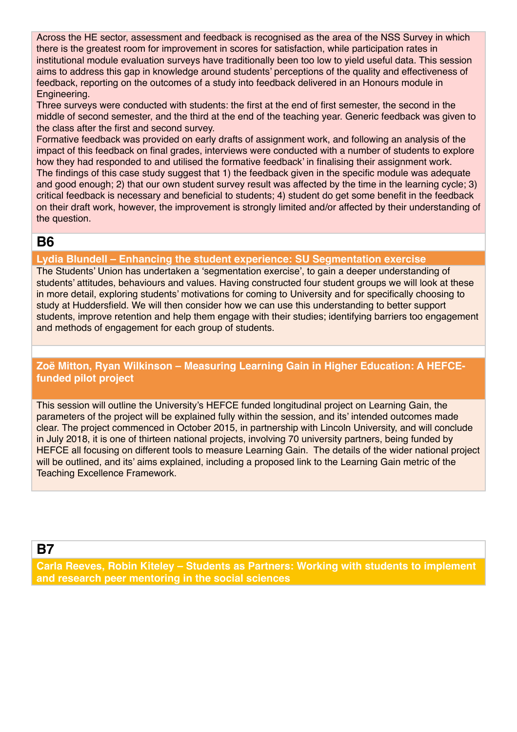Across the HE sector, assessment and feedback is recognised as the area of the NSS Survey in which there is the greatest room for improvement in scores for satisfaction, while participation rates in institutional module evaluation surveys have traditionally been too low to yield useful data. This session aims to address this gap in knowledge around students' perceptions of the quality and effectiveness of feedback, reporting on the outcomes of a study into feedback delivered in an Honours module in Engineering.

Three surveys were conducted with students: the first at the end of first semester, the second in the middle of second semester, and the third at the end of the teaching year. Generic feedback was given to the class after the first and second survey.

Formative feedback was provided on early drafts of assignment work, and following an analysis of the impact of this feedback on final grades, interviews were conducted with a number of students to explore how they had responded to and utilised the formative feedback' in finalising their assignment work.

The findings of this case study suggest that 1) the feedback given in the specific module was adequate and good enough; 2) that our own student survey result was affected by the time in the learning cycle; 3) critical feedback is necessary and beneficial to students; 4) student do get some benefit in the feedback on their draft work, however, the improvement is strongly limited and/or affected by their understanding of the question.

## B6

### Lydia Blundell – Enhancing the student experience: SU Segmentation exercise

The Students' Union has undertaken a 'segmentation exercise', to gain a deeper understanding of students' attitudes, behaviours and values. Having constructed four student groups we will look at these in more detail, exploring students' motivations for coming to University and for specifically choosing to study at Huddersfield. We will then consider how we can use this understanding to better support students, improve retention and help them engage with their studies; identifying barriers too engagement and methods of engagement for each group of students.

### Zoë Mitton, Ryan Wilkinson – Measuring Learning Gain in Higher Education: A HEFCE-funded pilot project

This session will outline the University's HEFCE funded longitudinal project on Learning Gain, the parameters of the project will be explained fully within the session, and its' intended outcomes made clear. The project commenced in October 2015, in partnership with Lincoln University, and will conclude in July 2018, it is one of thirteen national projects, involving 70 university partners, being funded by HEFCE all focusing on different tools to measure Learning Gain. The details of the wider national project will be outlined, and its' aims explained, including a proposed link to the Learning Gain metric of the Teaching Excellence Framework.

## B7

### Carla Reeves, Robin Kiteley – Students as Partners: Working with students to implement and research peer mentoring in the social sciences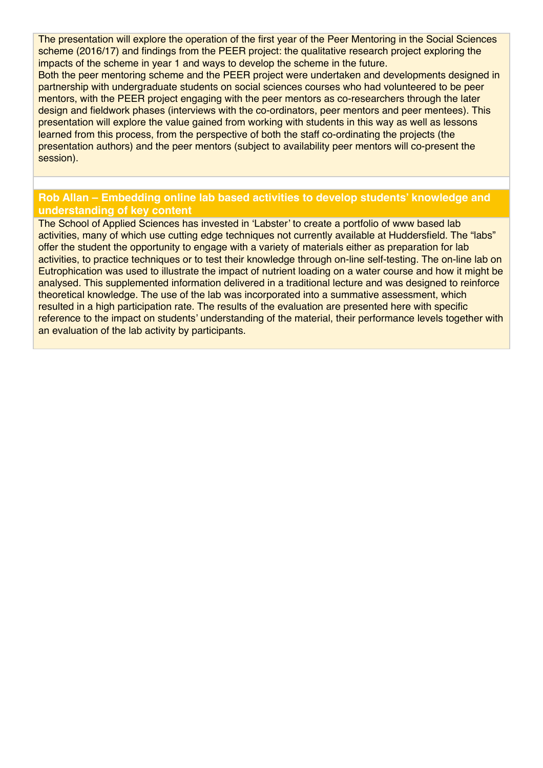The presentation will explore the operation of the first year of the Peer Mentoring in the Social Sciences scheme (2016/17) and findings from the PEER project: the qualitative research project exploring the impacts of the scheme in year 1 and ways to develop the scheme in the future.
Both the peer mentoring scheme and the PEER project were undertaken and developments designed in partnership with undergraduate students on social sciences courses who had volunteered to be peer mentors, with the PEER project engaging with the peer mentors as co-researchers through the later design and fieldwork phases (interviews with the co-ordinators, peer mentors and peer mentees). This presentation will explore the value gained from working with students in this way as well as lessons learned from this process, from the perspective of both the staff co-ordinating the projects (the presentation authors) and the peer mentors (subject to availability peer mentors will co-present the session).

**Rob Allan – Embedding online lab based activities to develop students' knowledge and understanding of key content**

The School of Applied Sciences has invested in 'Labster' to create a portfolio of www based lab activities, many of which use cutting edge techniques not currently available at Huddersfield. The "labs" offer the student the opportunity to engage with a variety of materials either as preparation for lab activities, to practice techniques or to test their knowledge through on-line self-testing. The on-line lab on Eutrophication was used to illustrate the impact of nutrient loading on a water course and how it might be analysed. This supplemented information delivered in a traditional lecture and was designed to reinforce theoretical knowledge. The use of the lab was incorporated into a summative assessment, which resulted in a high participation rate. The results of the evaluation are presented here with specific reference to the impact on students' understanding of the material, their performance levels together with an evaluation of the lab activity by participants.